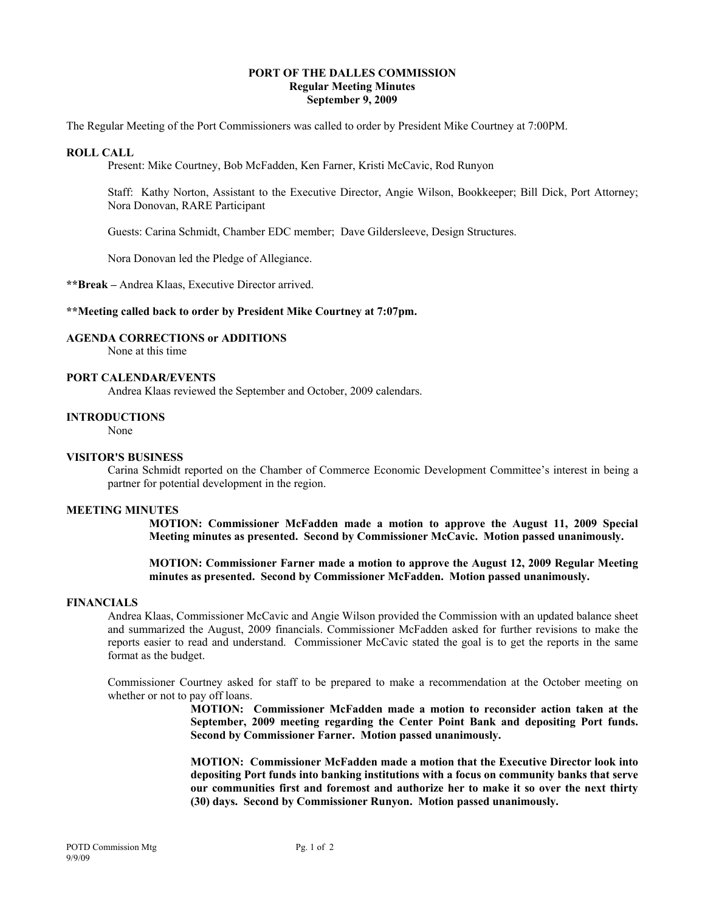# PORT OF THE DALLES COMMISSION
## Regular Meeting Minutes
### September 9, 2009

The Regular Meeting of the Port Commissioners was called to order by President Mike Courtney at 7:00PM.

**ROLL CALL**

Present: Mike Courtney, Bob McFadden, Ken Farner, Kristi McCavic, Rod Runyon

Staff: Kathy Norton, Assistant to the Executive Director, Angie Wilson, Bookkeeper; Bill Dick, Port Attorney; Nora Donovan, RARE Participant

Guests: Carina Schmidt, Chamber EDC member; Dave Gildersleeve, Design Structures.

Nora Donovan led the Pledge of Allegiance.

**\*\*Break –** Andrea Klaas, Executive Director arrived.

**\*\*Meeting called back to order by President Mike Courtney at 7:07pm.**

**AGENDA CORRECTIONS or ADDITIONS**

None at this time

**PORT CALENDAR/EVENTS**

Andrea Klaas reviewed the September and October, 2009 calendars.

**INTRODUCTIONS**

None

**VISITOR'S BUSINESS**

Carina Schmidt reported on the Chamber of Commerce Economic Development Committee's interest in being a partner for potential development in the region.

**MEETING MINUTES**

**MOTION: Commissioner McFadden made a motion to approve the August 11, 2009 Special Meeting minutes as presented. Second by Commissioner McCavic. Motion passed unanimously.**

**MOTION: Commissioner Farner made a motion to approve the August 12, 2009 Regular Meeting minutes as presented. Second by Commissioner McFadden. Motion passed unanimously.**

**FINANCIALS**

Andrea Klaas, Commissioner McCavic and Angie Wilson provided the Commission with an updated balance sheet and summarized the August, 2009 financials. Commissioner McFadden asked for further revisions to make the reports easier to read and understand. Commissioner McCavic stated the goal is to get the reports in the same format as the budget.

Commissioner Courtney asked for staff to be prepared to make a recommendation at the October meeting on whether or not to pay off loans.

**MOTION: Commissioner McFadden made a motion to reconsider action taken at the September, 2009 meeting regarding the Center Point Bank and depositing Port funds. Second by Commissioner Farner. Motion passed unanimously.**

**MOTION: Commissioner McFadden made a motion that the Executive Director look into depositing Port funds into banking institutions with a focus on community banks that serve our communities first and foremost and authorize her to make it so over the next thirty (30) days. Second by Commissioner Runyon. Motion passed unanimously.**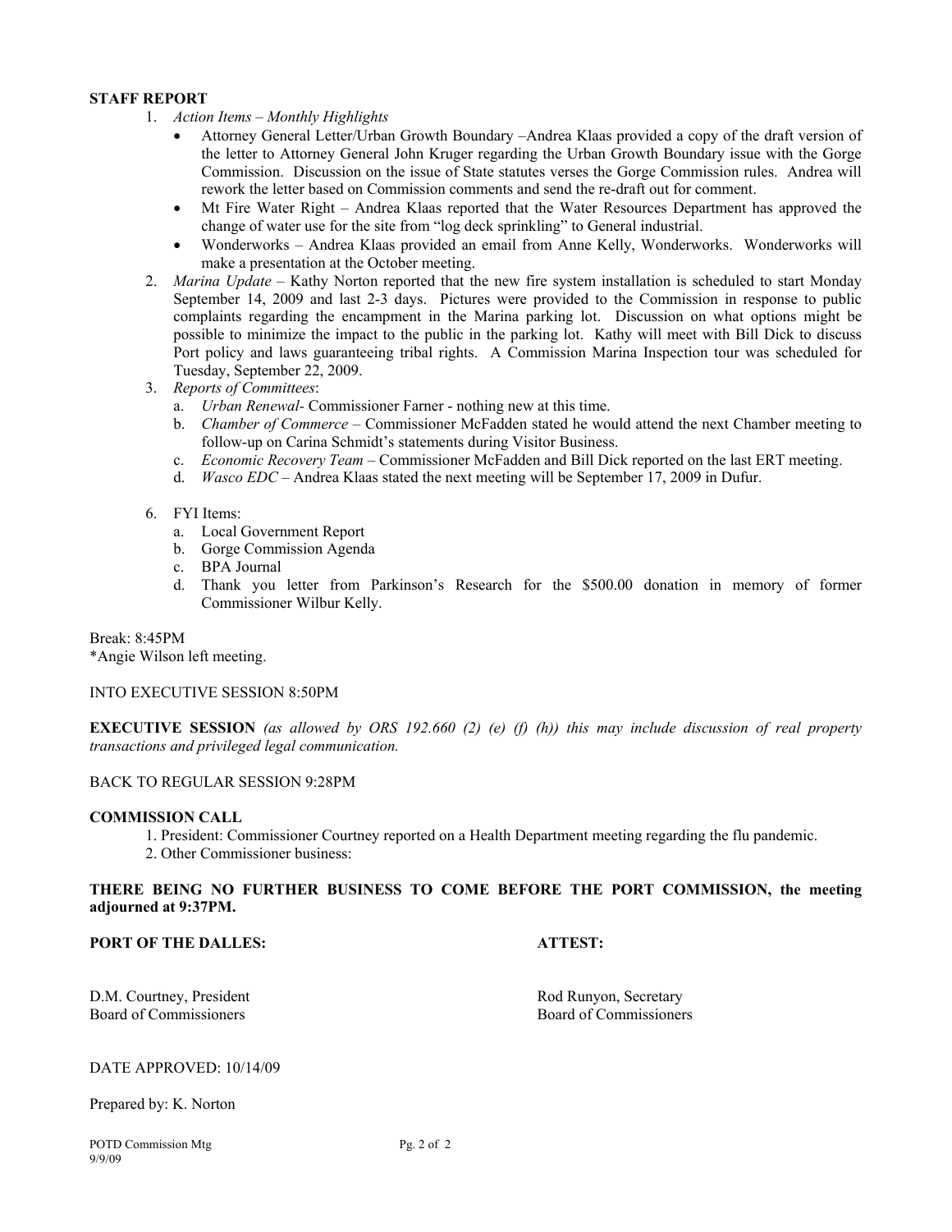**STAFF REPORT**

1. *Action Items – Monthly Highlights*
   - Attorney General Letter/Urban Growth Boundary –Andrea Klaas provided a copy of the draft version of the letter to Attorney General John Kruger regarding the Urban Growth Boundary issue with the Gorge Commission. Discussion on the issue of State statutes verses the Gorge Commission rules. Andrea will rework the letter based on Commission comments and send the re-draft out for comment.
   - Mt Fire Water Right – Andrea Klaas reported that the Water Resources Department has approved the change of water use for the site from "log deck sprinkling" to General industrial.
   - Wonderworks – Andrea Klaas provided an email from Anne Kelly, Wonderworks. Wonderworks will make a presentation at the October meeting.
2. *Marina Update* – Kathy Norton reported that the new fire system installation is scheduled to start Monday September 14, 2009 and last 2-3 days. Pictures were provided to the Commission in response to public complaints regarding the encampment in the Marina parking lot. Discussion on what options might be possible to minimize the impact to the public in the parking lot. Kathy will meet with Bill Dick to discuss Port policy and laws guaranteeing tribal rights. A Commission Marina Inspection tour was scheduled for Tuesday, September 22, 2009.
3. *Reports of Committees*:
   a. *Urban Renewal-* Commissioner Farner - nothing new at this time.
   b. *Chamber of Commerce* – Commissioner McFadden stated he would attend the next Chamber meeting to follow-up on Carina Schmidt's statements during Visitor Business.
   c. *Economic Recovery Team* – Commissioner McFadden and Bill Dick reported on the last ERT meeting.
   d. *Wasco EDC* – Andrea Klaas stated the next meeting will be September 17, 2009 in Dufur.

6. FYI Items:
   a. Local Government Report
   b. Gorge Commission Agenda
   c. BPA Journal
   d. Thank you letter from Parkinson's Research for the $500.00 donation in memory of former Commissioner Wilbur Kelly.

Break: 8:45PM
*Angie Wilson left meeting.

INTO EXECUTIVE SESSION 8:50PM

**EXECUTIVE SESSION** *(as allowed by ORS 192.660 (2) (e) (f) (h)) this may include discussion of real property transactions and privileged legal communication.*

BACK TO REGULAR SESSION 9:28PM

**COMMISSION CALL**

1. President: Commissioner Courtney reported on a Health Department meeting regarding the flu pandemic.
2. Other Commissioner business:

**THERE BEING NO FURTHER BUSINESS TO COME BEFORE THE PORT COMMISSION, the meeting adjourned at 9:37PM.**

**PORT OF THE DALLES:**

D.M. Courtney, President
Board of Commissioners

**ATTEST:**

Rod Runyon, Secretary
Board of Commissioners

DATE APPROVED: 10/14/09

Prepared by: K. Norton